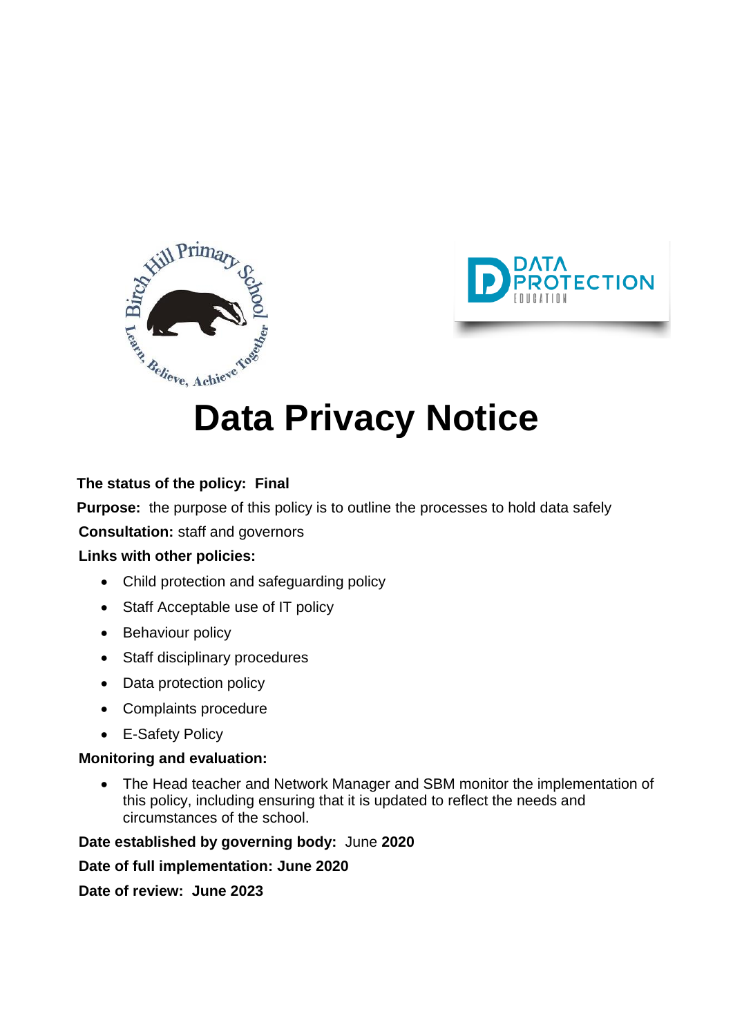# Data Privacy Notice

**The status of the policy: Final**

**Purpose:** the purpose of this policy is to outline the processes to hold data safely

**Consultation:** staff and governors

**Links with other policies:**

- Child protection and safeguarding policy
- Staff Acceptable use of IT policy
- Behaviour policy
- Staff disciplinary procedures
- Data protection policy
- Complaints procedure
- E-Safety Policy

**Monitoring and evaluation:**

- The Head teacher and Network Manager and SBM monitor the implementation of this policy, including ensuring that it is updated to reflect the needs and circumstances of the school.

**Date established by governing body:** June **2020**

**Date of full implementation: June 2020**

**Date of review: June 2023**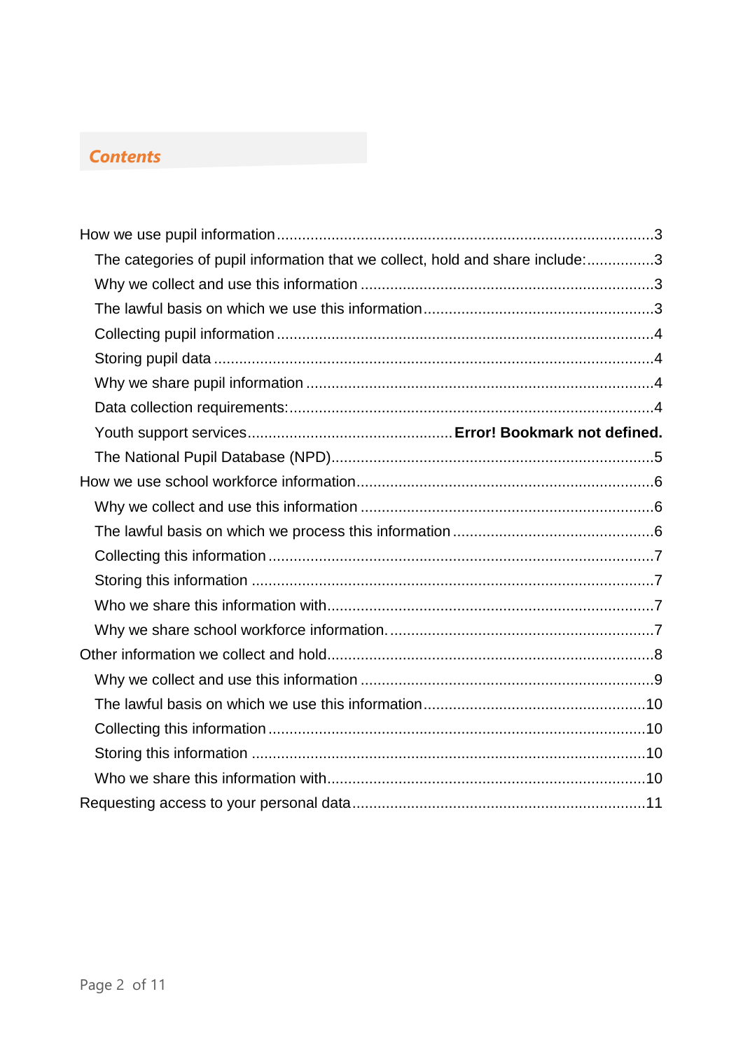## Contents

How we use pupil information .......................................................................................3

- The categories of pupil information that we collect, hold and share include:................3
- Why we collect and use this information .....................................................................3
- The lawful basis on which we use this information......................................................3
- Collecting pupil information ........................................................................................4
- Storing pupil data ........................................................................................................4
- Why we share pupil information ..................................................................................4
- Data collection requirements:......................................................................................4
- Youth support services................................................ **Error! Bookmark not defined.**
- The National Pupil Database (NPD)............................................................................5

How we use school workforce information.....................................................................6

- Why we collect and use this information .....................................................................6
- The lawful basis on which we process this information ...............................................6
- Collecting this information ..........................................................................................7
- Storing this information ...............................................................................................7
- Who we share this information with.............................................................................7
- Why we share school workforce information. ..............................................................7

Other information we collect and hold............................................................................8

- Why we collect and use this information .....................................................................9
- The lawful basis on which we use this information....................................................10
- Collecting this information ........................................................................................10
- Storing this information .............................................................................................10
- Who we share this information with...........................................................................10

Requesting access to your personal data.....................................................................11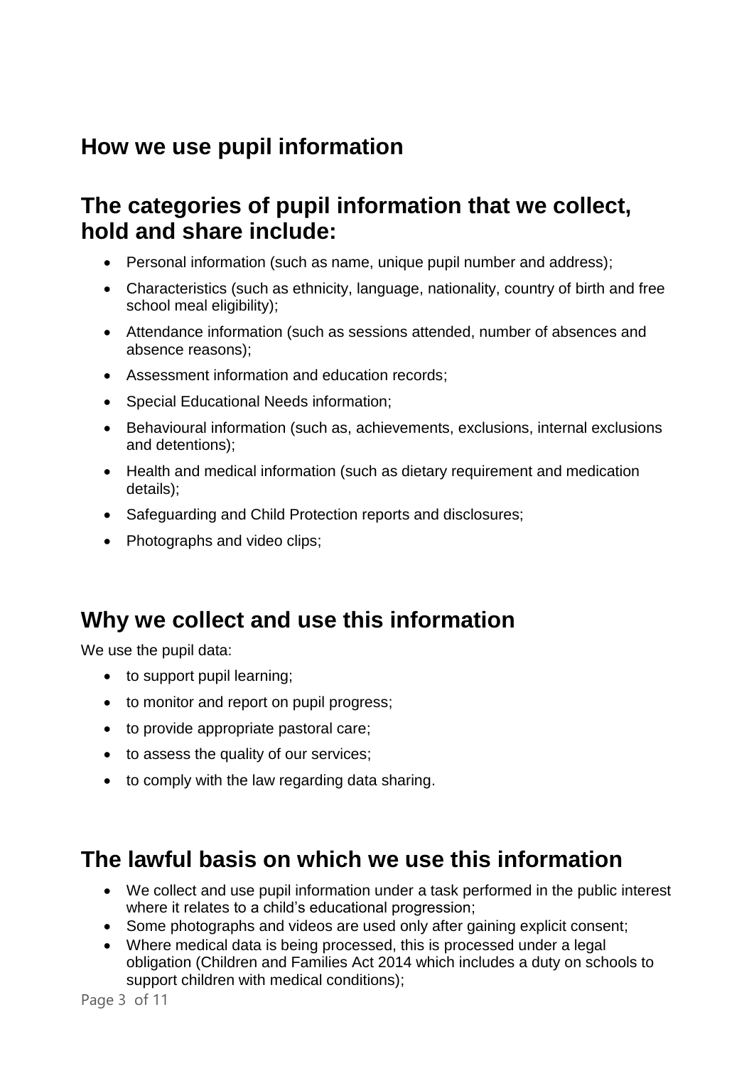## How we use pupil information

## The categories of pupil information that we collect, hold and share include:

- Personal information (such as name, unique pupil number and address);
- Characteristics (such as ethnicity, language, nationality, country of birth and free school meal eligibility);
- Attendance information (such as sessions attended, number of absences and absence reasons);
- Assessment information and education records;
- Special Educational Needs information;
- Behavioural information (such as, achievements, exclusions, internal exclusions and detentions);
- Health and medical information (such as dietary requirement and medication details);
- Safeguarding and Child Protection reports and disclosures;
- Photographs and video clips;

## Why we collect and use this information

We use the pupil data:

- to support pupil learning;
- to monitor and report on pupil progress;
- to provide appropriate pastoral care;
- to assess the quality of our services;
- to comply with the law regarding data sharing.

## The lawful basis on which we use this information

- We collect and use pupil information under a task performed in the public interest where it relates to a child's educational progression;
- Some photographs and videos are used only after gaining explicit consent;
- Where medical data is being processed, this is processed under a legal obligation (Children and Families Act 2014 which includes a duty on schools to support children with medical conditions);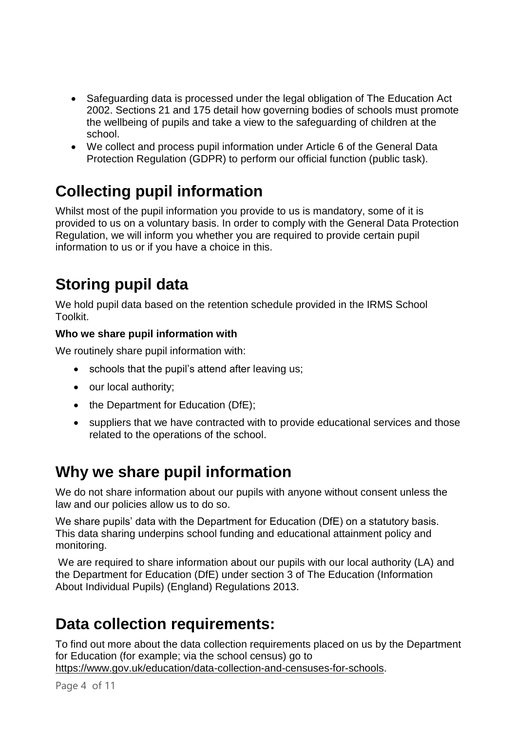- Safeguarding data is processed under the legal obligation of The Education Act 2002. Sections 21 and 175 detail how governing bodies of schools must promote the wellbeing of pupils and take a view to the safeguarding of children at the school.
- We collect and process pupil information under Article 6 of the General Data Protection Regulation (GDPR) to perform our official function (public task).

## Collecting pupil information

Whilst most of the pupil information you provide to us is mandatory, some of it is provided to us on a voluntary basis. In order to comply with the General Data Protection Regulation, we will inform you whether you are required to provide certain pupil information to us or if you have a choice in this.

## Storing pupil data

We hold pupil data based on the retention schedule provided in the IRMS School Toolkit.

**Who we share pupil information with**

We routinely share pupil information with:

- schools that the pupil's attend after leaving us;
- our local authority;
- the Department for Education (DfE);
- suppliers that we have contracted with to provide educational services and those related to the operations of the school.

## Why we share pupil information

We do not share information about our pupils with anyone without consent unless the law and our policies allow us to do so.

We share pupils' data with the Department for Education (DfE) on a statutory basis. This data sharing underpins school funding and educational attainment policy and monitoring.

We are required to share information about our pupils with our local authority (LA) and the Department for Education (DfE) under section 3 of The Education (Information About Individual Pupils) (England) Regulations 2013.

## Data collection requirements:

To find out more about the data collection requirements placed on us by the Department for Education (for example; via the school census) go to https://www.gov.uk/education/data-collection-and-censuses-for-schools.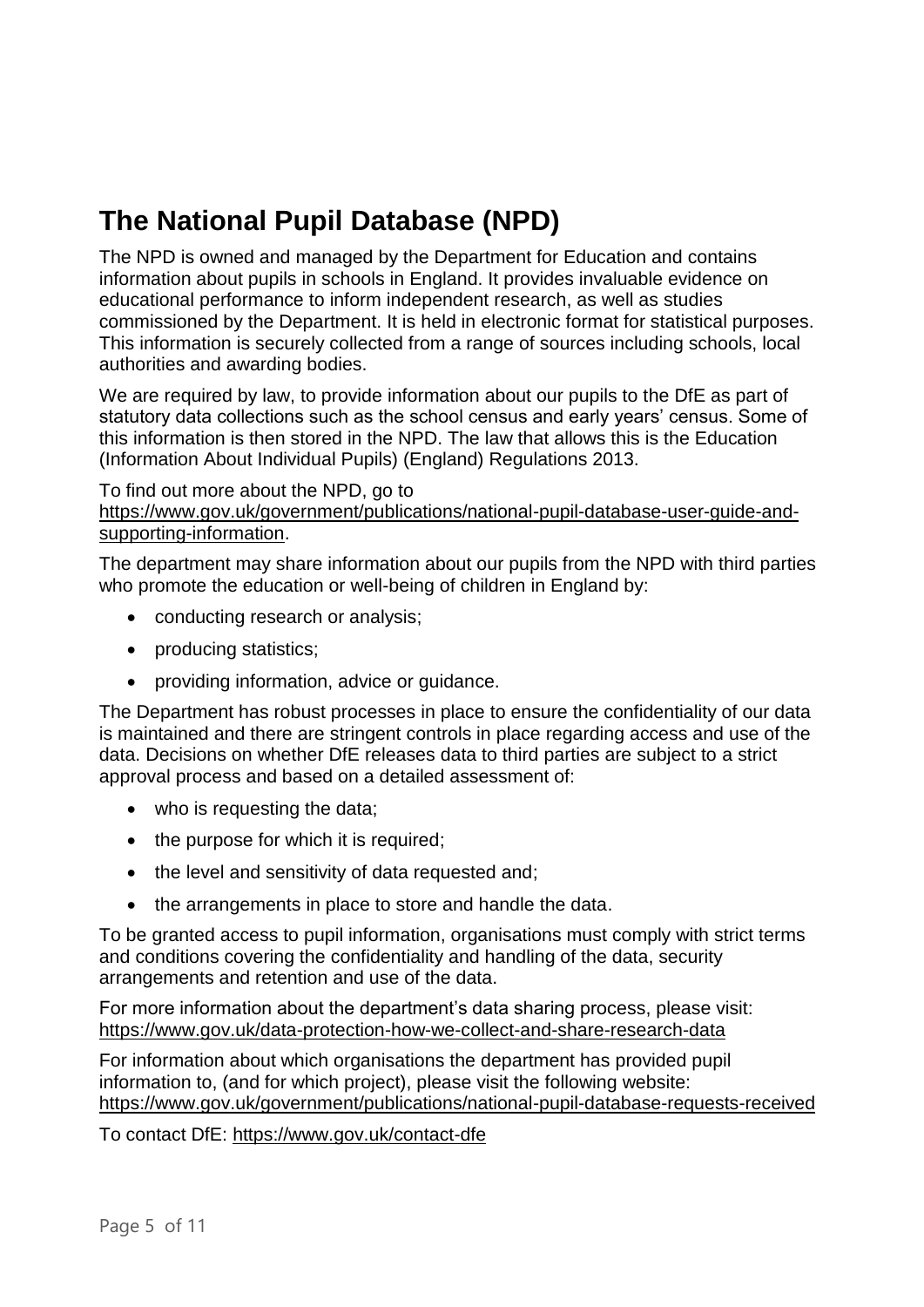# The National Pupil Database (NPD)

The NPD is owned and managed by the Department for Education and contains information about pupils in schools in England. It provides invaluable evidence on educational performance to inform independent research, as well as studies commissioned by the Department. It is held in electronic format for statistical purposes. This information is securely collected from a range of sources including schools, local authorities and awarding bodies.

We are required by law, to provide information about our pupils to the DfE as part of statutory data collections such as the school census and early years' census. Some of this information is then stored in the NPD. The law that allows this is the Education (Information About Individual Pupils) (England) Regulations 2013.

To find out more about the NPD, go to https://www.gov.uk/government/publications/national-pupil-database-user-guide-and-supporting-information.

The department may share information about our pupils from the NPD with third parties who promote the education or well-being of children in England by:

- conducting research or analysis;
- producing statistics;
- providing information, advice or guidance.

The Department has robust processes in place to ensure the confidentiality of our data is maintained and there are stringent controls in place regarding access and use of the data. Decisions on whether DfE releases data to third parties are subject to a strict approval process and based on a detailed assessment of:

- who is requesting the data;
- the purpose for which it is required;
- the level and sensitivity of data requested and;
- the arrangements in place to store and handle the data.

To be granted access to pupil information, organisations must comply with strict terms and conditions covering the confidentiality and handling of the data, security arrangements and retention and use of the data.

For more information about the department's data sharing process, please visit: https://www.gov.uk/data-protection-how-we-collect-and-share-research-data

For information about which organisations the department has provided pupil information to, (and for which project), please visit the following website: https://www.gov.uk/government/publications/national-pupil-database-requests-received

To contact DfE: https://www.gov.uk/contact-dfe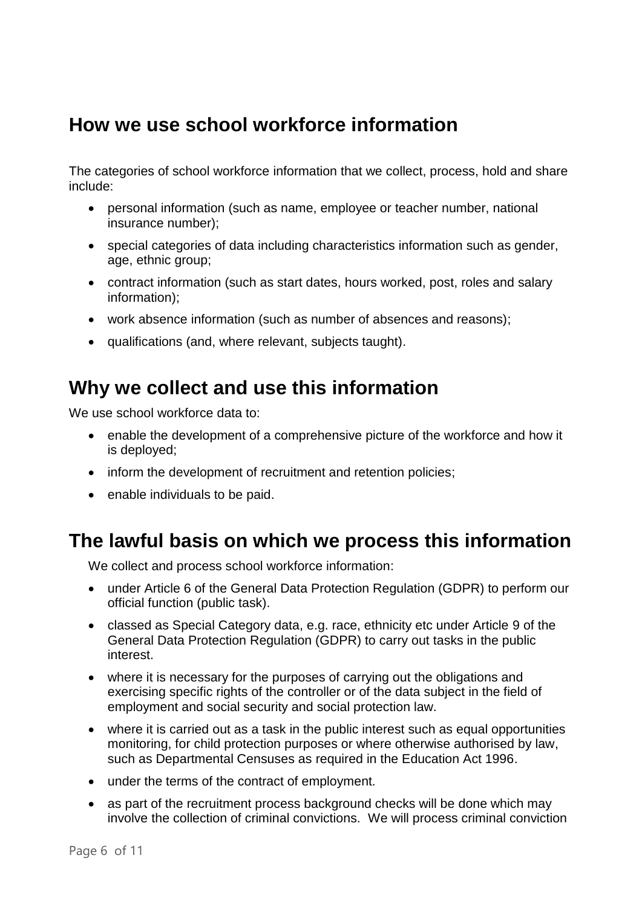## How we use school workforce information

The categories of school workforce information that we collect, process, hold and share include:

- personal information (such as name, employee or teacher number, national insurance number);
- special categories of data including characteristics information such as gender, age, ethnic group;
- contract information (such as start dates, hours worked, post, roles and salary information);
- work absence information (such as number of absences and reasons);
- qualifications (and, where relevant, subjects taught).

## Why we collect and use this information

We use school workforce data to:

- enable the development of a comprehensive picture of the workforce and how it is deployed;
- inform the development of recruitment and retention policies;
- enable individuals to be paid.

## The lawful basis on which we process this information

We collect and process school workforce information:

- under Article 6 of the General Data Protection Regulation (GDPR) to perform our official function (public task).
- classed as Special Category data, e.g. race, ethnicity etc under Article 9 of the General Data Protection Regulation (GDPR) to carry out tasks in the public interest.
- where it is necessary for the purposes of carrying out the obligations and exercising specific rights of the controller or of the data subject in the field of employment and social security and social protection law.
- where it is carried out as a task in the public interest such as equal opportunities monitoring, for child protection purposes or where otherwise authorised by law, such as Departmental Censuses as required in the Education Act 1996.
- under the terms of the contract of employment.
- as part of the recruitment process background checks will be done which may involve the collection of criminal convictions. We will process criminal conviction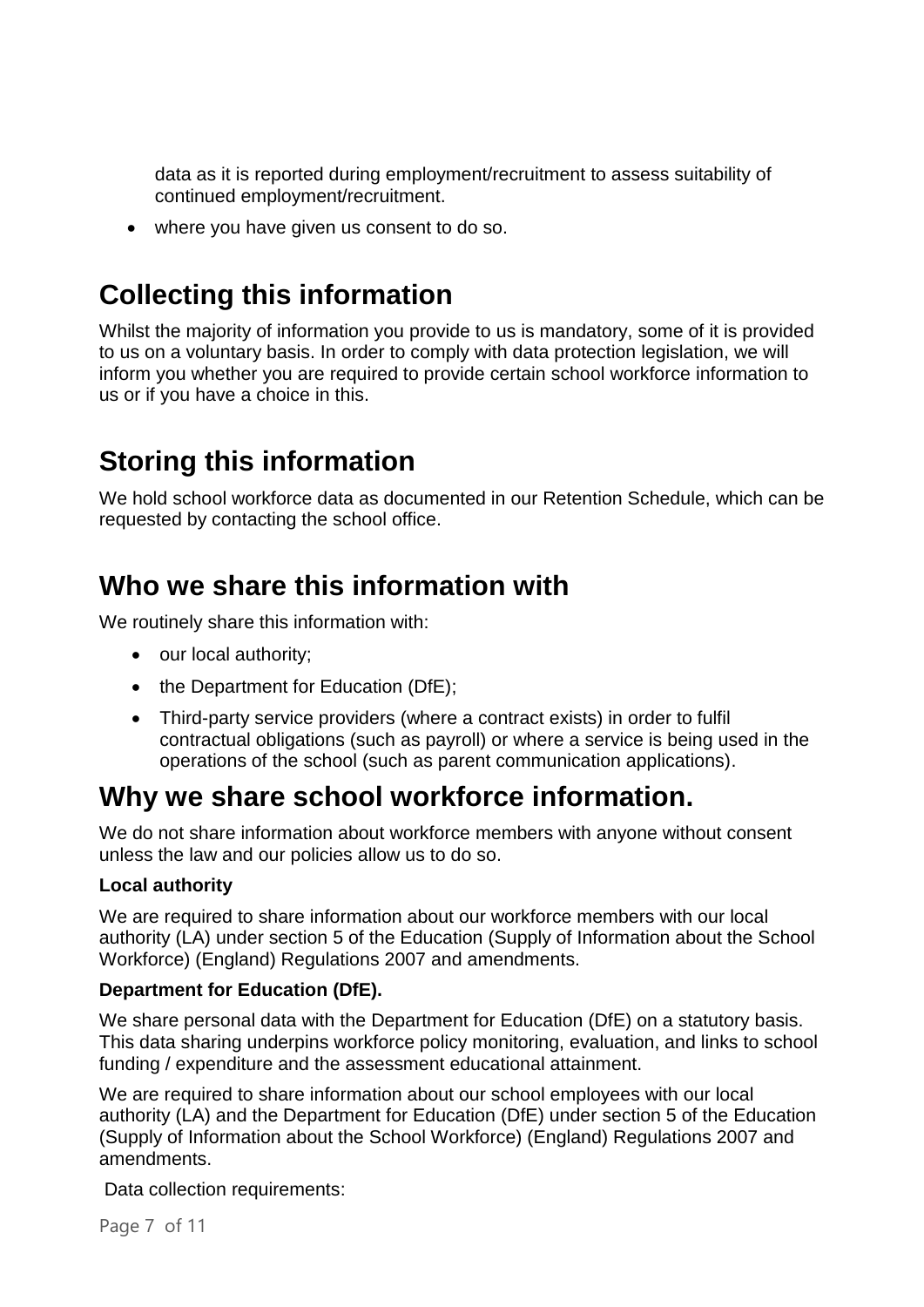data as it is reported during employment/recruitment to assess suitability of continued employment/recruitment.

- where you have given us consent to do so.

## Collecting this information

Whilst the majority of information you provide to us is mandatory, some of it is provided to us on a voluntary basis. In order to comply with data protection legislation, we will inform you whether you are required to provide certain school workforce information to us or if you have a choice in this.

## Storing this information

We hold school workforce data as documented in our Retention Schedule, which can be requested by contacting the school office.

## Who we share this information with

We routinely share this information with:

- our local authority;
- the Department for Education (DfE);
- Third-party service providers (where a contract exists) in order to fulfil contractual obligations (such as payroll) or where a service is being used in the operations of the school (such as parent communication applications).

## Why we share school workforce information.

We do not share information about workforce members with anyone without consent unless the law and our policies allow us to do so.

**Local authority**

We are required to share information about our workforce members with our local authority (LA) under section 5 of the Education (Supply of Information about the School Workforce) (England) Regulations 2007 and amendments.

**Department for Education (DfE).**

We share personal data with the Department for Education (DfE) on a statutory basis. This data sharing underpins workforce policy monitoring, evaluation, and links to school funding / expenditure and the assessment educational attainment.

We are required to share information about our school employees with our local authority (LA) and the Department for Education (DfE) under section 5 of the Education (Supply of Information about the School Workforce) (England) Regulations 2007 and amendments.

Data collection requirements: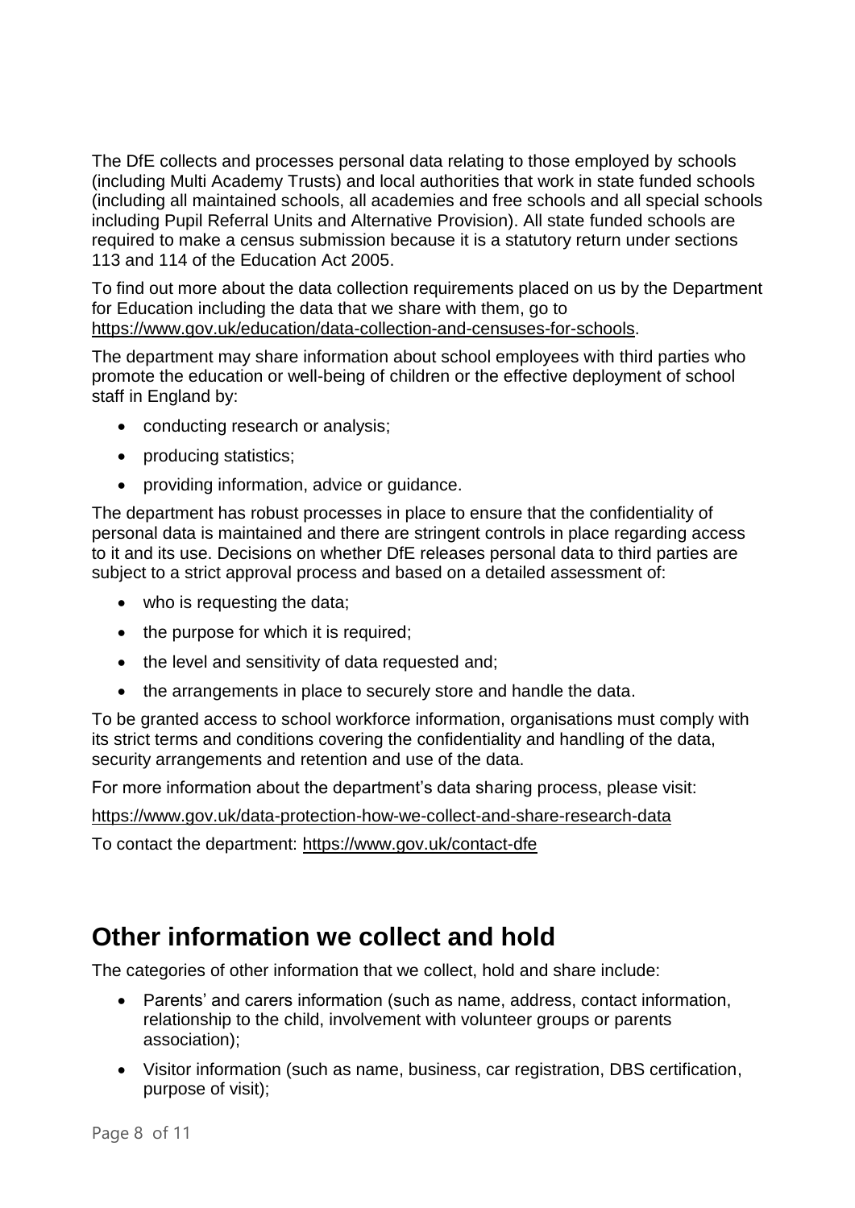The DfE collects and processes personal data relating to those employed by schools (including Multi Academy Trusts) and local authorities that work in state funded schools (including all maintained schools, all academies and free schools and all special schools including Pupil Referral Units and Alternative Provision). All state funded schools are required to make a census submission because it is a statutory return under sections 113 and 114 of the Education Act 2005.

To find out more about the data collection requirements placed on us by the Department for Education including the data that we share with them, go to https://www.gov.uk/education/data-collection-and-censuses-for-schools.

The department may share information about school employees with third parties who promote the education or well-being of children or the effective deployment of school staff in England by:

- conducting research or analysis;
- producing statistics;
- providing information, advice or guidance.

The department has robust processes in place to ensure that the confidentiality of personal data is maintained and there are stringent controls in place regarding access to it and its use. Decisions on whether DfE releases personal data to third parties are subject to a strict approval process and based on a detailed assessment of:

- who is requesting the data;
- the purpose for which it is required;
- the level and sensitivity of data requested and;
- the arrangements in place to securely store and handle the data.

To be granted access to school workforce information, organisations must comply with its strict terms and conditions covering the confidentiality and handling of the data, security arrangements and retention and use of the data.

For more information about the department's data sharing process, please visit:

https://www.gov.uk/data-protection-how-we-collect-and-share-research-data

To contact the department: https://www.gov.uk/contact-dfe

## Other information we collect and hold

The categories of other information that we collect, hold and share include:

- Parents' and carers information (such as name, address, contact information, relationship to the child, involvement with volunteer groups or parents association);
- Visitor information (such as name, business, car registration, DBS certification, purpose of visit);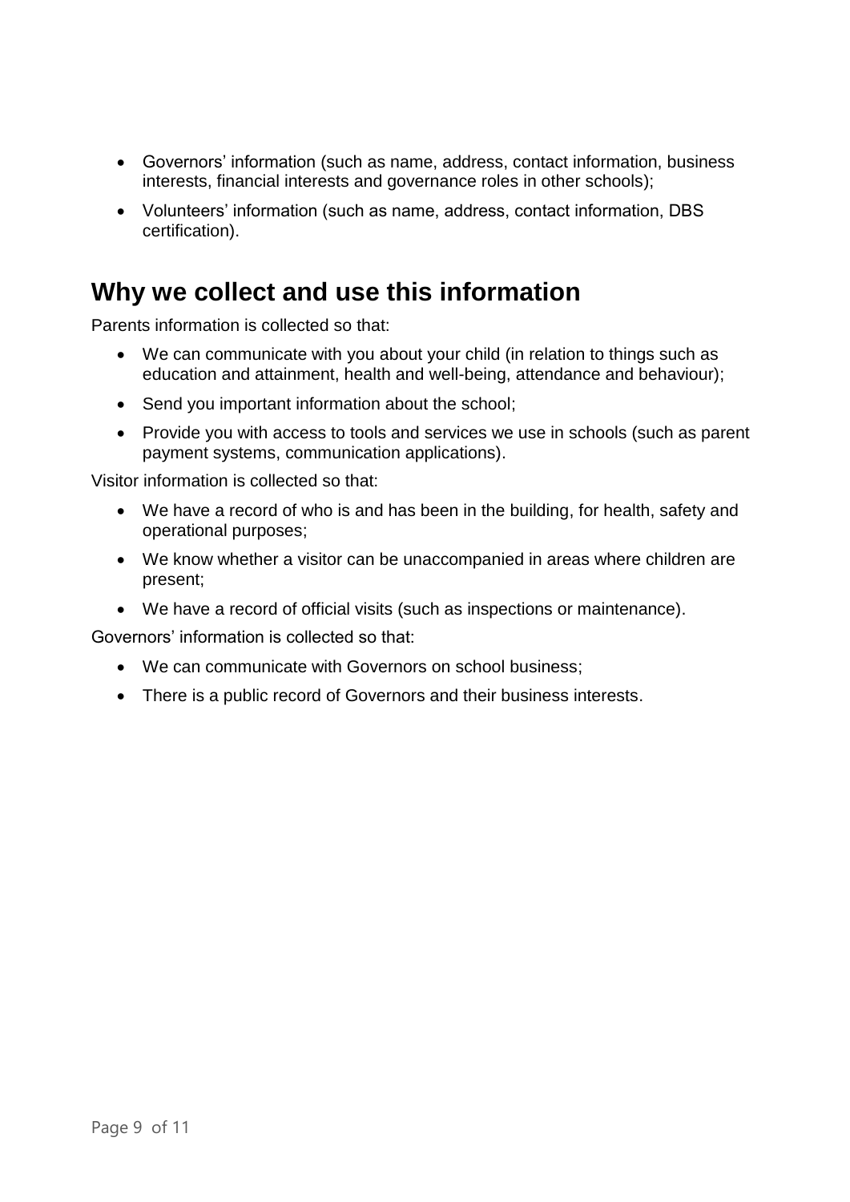- Governors' information (such as name, address, contact information, business interests, financial interests and governance roles in other schools);
- Volunteers' information (such as name, address, contact information, DBS certification).

## Why we collect and use this information

Parents information is collected so that:

- We can communicate with you about your child (in relation to things such as education and attainment, health and well-being, attendance and behaviour);
- Send you important information about the school;
- Provide you with access to tools and services we use in schools (such as parent payment systems, communication applications).

Visitor information is collected so that:

- We have a record of who is and has been in the building, for health, safety and operational purposes;
- We know whether a visitor can be unaccompanied in areas where children are present;
- We have a record of official visits (such as inspections or maintenance).

Governors' information is collected so that:

- We can communicate with Governors on school business;
- There is a public record of Governors and their business interests.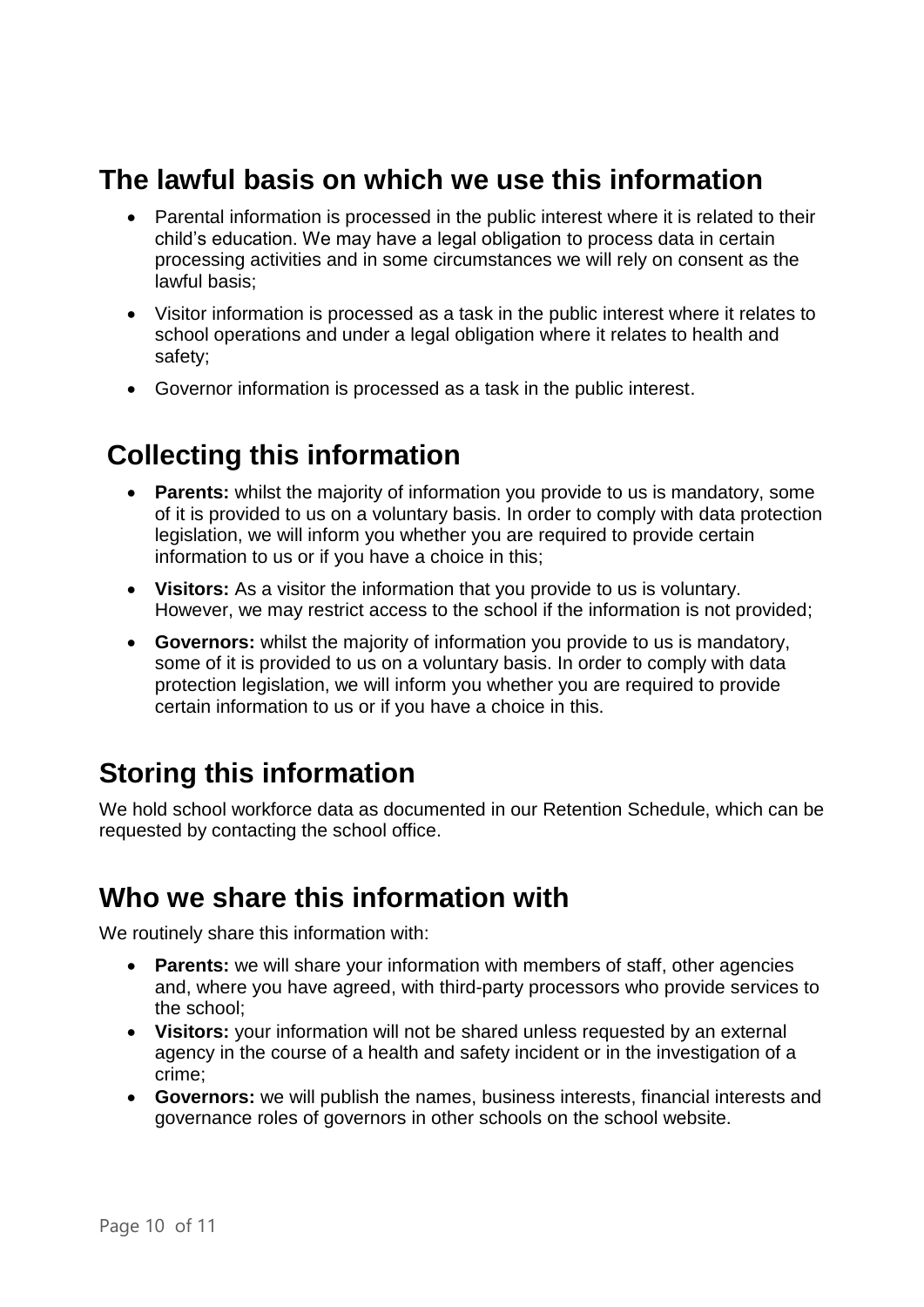## The lawful basis on which we use this information

- Parental information is processed in the public interest where it is related to their child's education. We may have a legal obligation to process data in certain processing activities and in some circumstances we will rely on consent as the lawful basis;
- Visitor information is processed as a task in the public interest where it relates to school operations and under a legal obligation where it relates to health and safety;
- Governor information is processed as a task in the public interest.

## Collecting this information

- **Parents:** whilst the majority of information you provide to us is mandatory, some of it is provided to us on a voluntary basis. In order to comply with data protection legislation, we will inform you whether you are required to provide certain information to us or if you have a choice in this;
- **Visitors:** As a visitor the information that you provide to us is voluntary. However, we may restrict access to the school if the information is not provided;
- **Governors:** whilst the majority of information you provide to us is mandatory, some of it is provided to us on a voluntary basis. In order to comply with data protection legislation, we will inform you whether you are required to provide certain information to us or if you have a choice in this.

## Storing this information

We hold school workforce data as documented in our Retention Schedule, which can be requested by contacting the school office.

## Who we share this information with

We routinely share this information with:

- **Parents:** we will share your information with members of staff, other agencies and, where you have agreed, with third-party processors who provide services to the school;
- **Visitors:** your information will not be shared unless requested by an external agency in the course of a health and safety incident or in the investigation of a crime;
- **Governors:** we will publish the names, business interests, financial interests and governance roles of governors in other schools on the school website.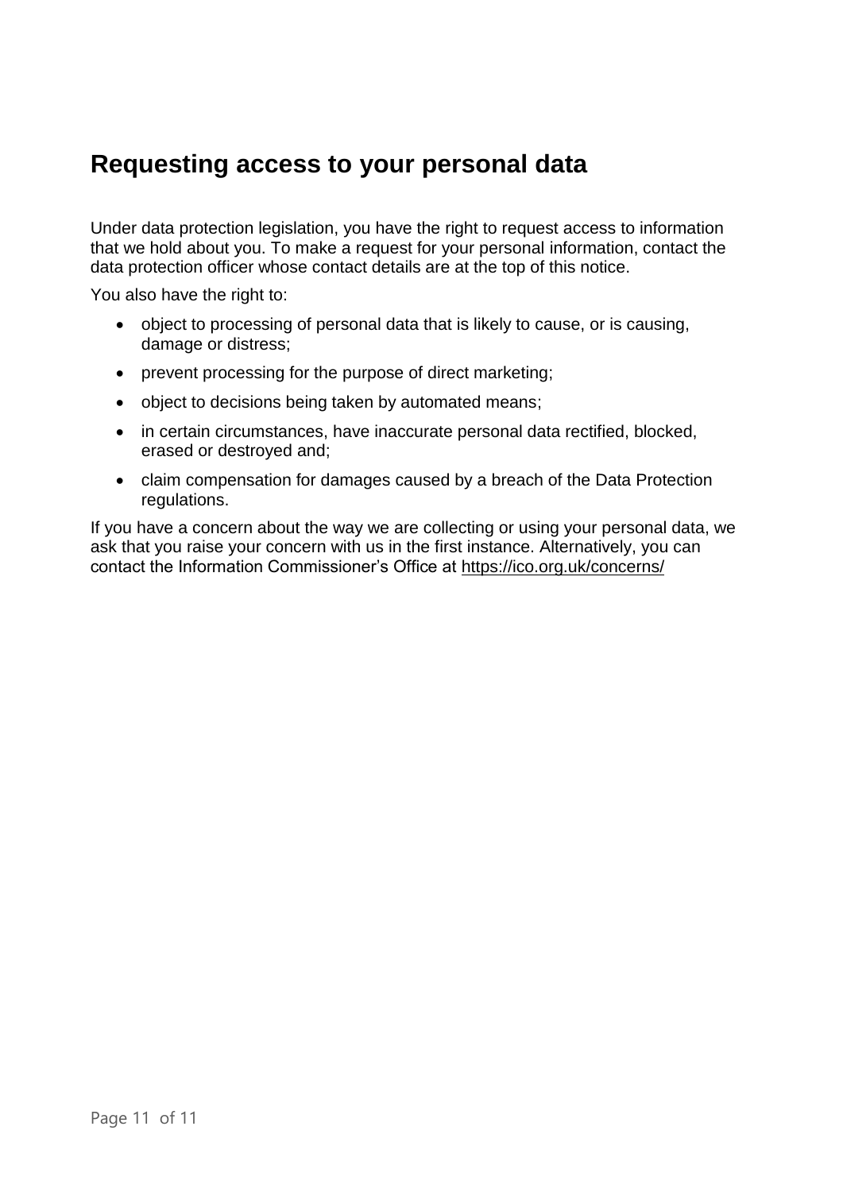## Requesting access to your personal data

Under data protection legislation, you have the right to request access to information that we hold about you. To make a request for your personal information, contact the data protection officer whose contact details are at the top of this notice.

You also have the right to:

- object to processing of personal data that is likely to cause, or is causing, damage or distress;
- prevent processing for the purpose of direct marketing;
- object to decisions being taken by automated means;
- in certain circumstances, have inaccurate personal data rectified, blocked, erased or destroyed and;
- claim compensation for damages caused by a breach of the Data Protection regulations.

If you have a concern about the way we are collecting or using your personal data, we ask that you raise your concern with us in the first instance. Alternatively, you can contact the Information Commissioner's Office at https://ico.org.uk/concerns/